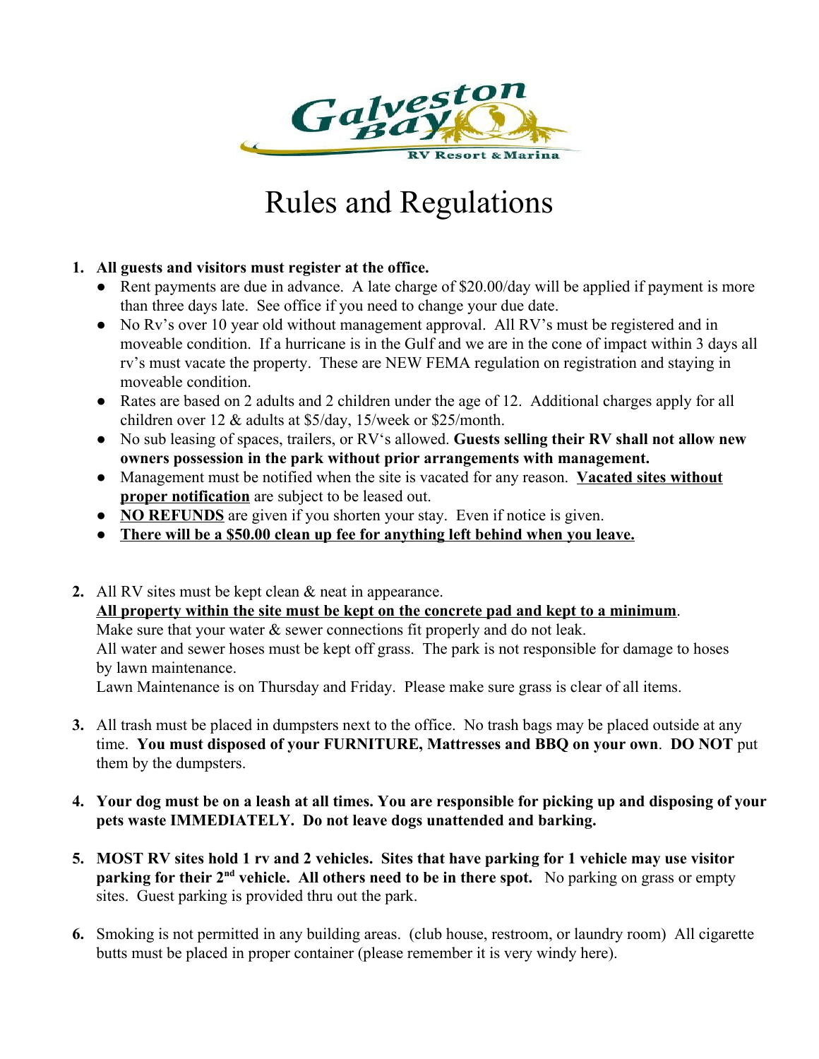Galveston Bay RV Resort & Marina

# Rules and Regulations

1. **All guests and visitors must register at the office.**
   - Rent payments are due in advance. A late charge of $20.00/day will be applied if payment is more than three days late. See office if you need to change your due date.
   - No Rv's over 10 year old without management approval. All RV's must be registered and in moveable condition. If a hurricane is in the Gulf and we are in the cone of impact within 3 days all rv's must vacate the property. These are NEW FEMA regulation on registration and staying in moveable condition.
   - Rates are based on 2 adults and 2 children under the age of 12. Additional charges apply for all children over 12 & adults at $5/day, 15/week or $25/month.
   - No sub leasing of spaces, trailers, or RV's allowed. **Guests selling their RV shall not allow new owners possession in the park without prior arrangements with management.**
   - Management must be notified when the site is vacated for any reason. **Vacated sites without proper notification** are subject to be leased out.
   - **NO REFUNDS** are given if you shorten your stay. Even if notice is given.
   - **There will be a $50.00 clean up fee for anything left behind when you leave.**

2. All RV sites must be kept clean & neat in appearance.
   **All property within the site must be kept on the concrete pad and kept to a minimum**.
   Make sure that your water & sewer connections fit properly and do not leak.
   All water and sewer hoses must be kept off grass. The park is not responsible for damage to hoses by lawn maintenance.
   Lawn Maintenance is on Thursday and Friday. Please make sure grass is clear of all items.

3. All trash must be placed in dumpsters next to the office. No trash bags may be placed outside at any time. **You must disposed of your FURNITURE, Mattresses and BBQ on your own**. **DO NOT** put them by the dumpsters.

4. **Your dog must be on a leash at all times. You are responsible for picking up and disposing of your pets waste IMMEDIATELY. Do not leave dogs unattended and barking.**

5. **MOST RV sites hold 1 rv and 2 vehicles. Sites that have parking for 1 vehicle may use visitor parking for their 2nd vehicle. All others need to be in there spot.** No parking on grass or empty sites. Guest parking is provided thru out the park.

6. Smoking is not permitted in any building areas. (club house, restroom, or laundry room) All cigarette butts must be placed in proper container (please remember it is very windy here).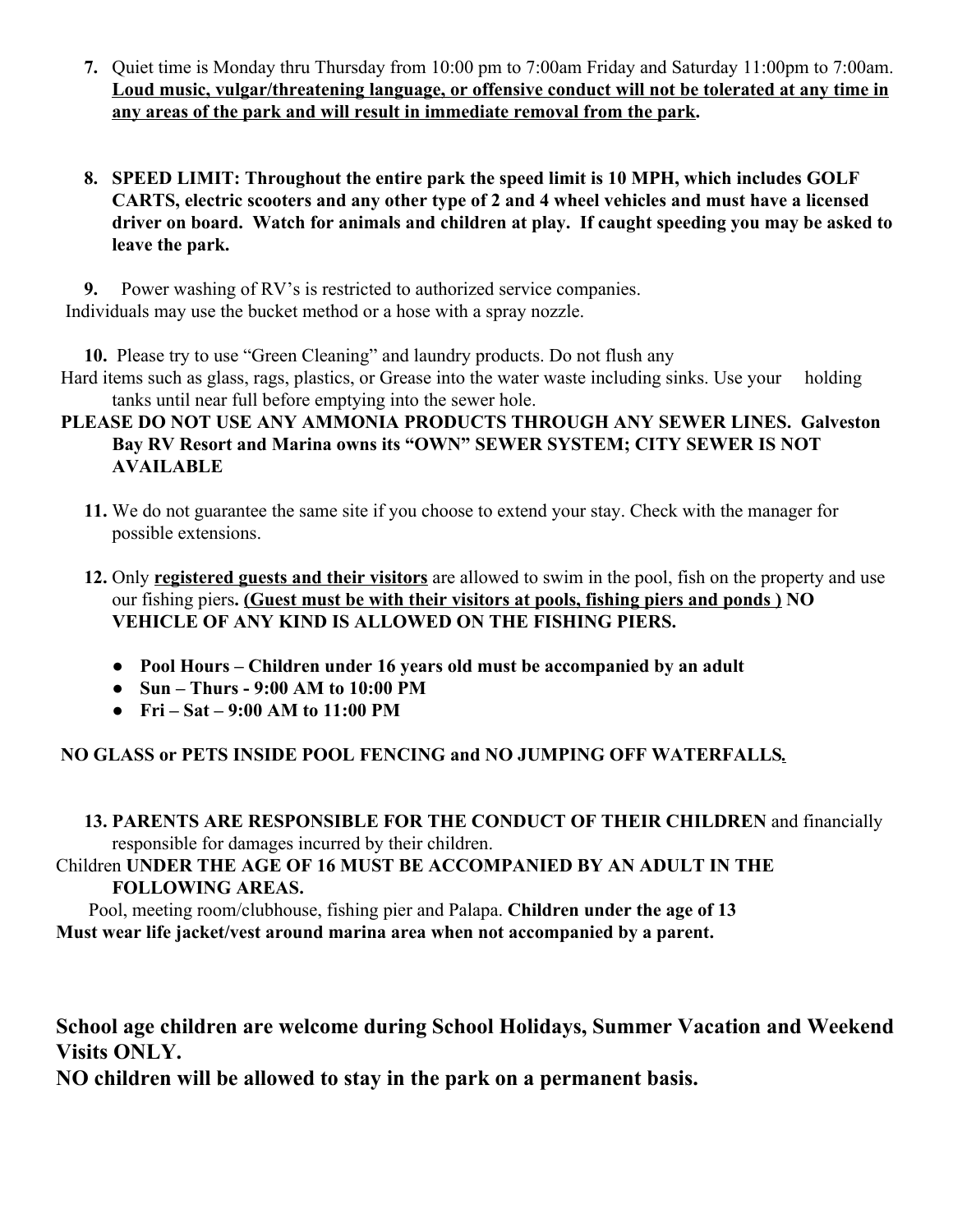7. Quiet time is Monday thru Thursday from 10:00 pm to 7:00am Friday and Saturday 11:00pm to 7:00am. **Loud music, vulgar/threatening language, or offensive conduct will not be tolerated at any time in any areas of the park and will result in immediate removal from the park.**

8. **SPEED LIMIT: Throughout the entire park the speed limit is 10 MPH, which includes GOLF CARTS, electric scooters and any other type of 2 and 4 wheel vehicles and must have a licensed driver on board. Watch for animals and children at play. If caught speeding you may be asked to leave the park.**

9. Power washing of RV's is restricted to authorized service companies. Individuals may use the bucket method or a hose with a spray nozzle.

10. Please try to use "Green Cleaning" and laundry products. Do not flush any Hard items such as glass, rags, plastics, or Grease into the water waste including sinks. Use your holding tanks until near full before emptying into the sewer hole.
**PLEASE DO NOT USE ANY AMMONIA PRODUCTS THROUGH ANY SEWER LINES. Galveston Bay RV Resort and Marina owns its "OWN" SEWER SYSTEM; CITY SEWER IS NOT AVAILABLE**

11. We do not guarantee the same site if you choose to extend your stay. Check with the manager for possible extensions.

12. Only **registered guests and their visitors** are allowed to swim in the pool, fish on the property and use our fishing piers**. (Guest must be with their visitors at pools, fishing piers and ponds ) NO VEHICLE OF ANY KIND IS ALLOWED ON THE FISHING PIERS.**
    - **Pool Hours – Children under 16 years old must be accompanied by an adult**
    - **Sun – Thurs - 9:00 AM to 10:00 PM**
    - **Fri – Sat – 9:00 AM to 11:00 PM**

**NO GLASS or PETS INSIDE POOL FENCING and NO JUMPING OFF WATERFALLS.**

13. **PARENTS ARE RESPONSIBLE FOR THE CONDUCT OF THEIR CHILDREN** and financially responsible for damages incurred by their children.
Children **UNDER THE AGE OF 16 MUST BE ACCOMPANIED BY AN ADULT IN THE FOLLOWING AREAS.**
Pool, meeting room/clubhouse, fishing pier and Palapa. **Children under the age of 13 Must wear life jacket/vest around marina area when not accompanied by a parent.**

**School age children are welcome during School Holidays, Summer Vacation and Weekend Visits ONLY.**
**NO children will be allowed to stay in the park on a permanent basis.**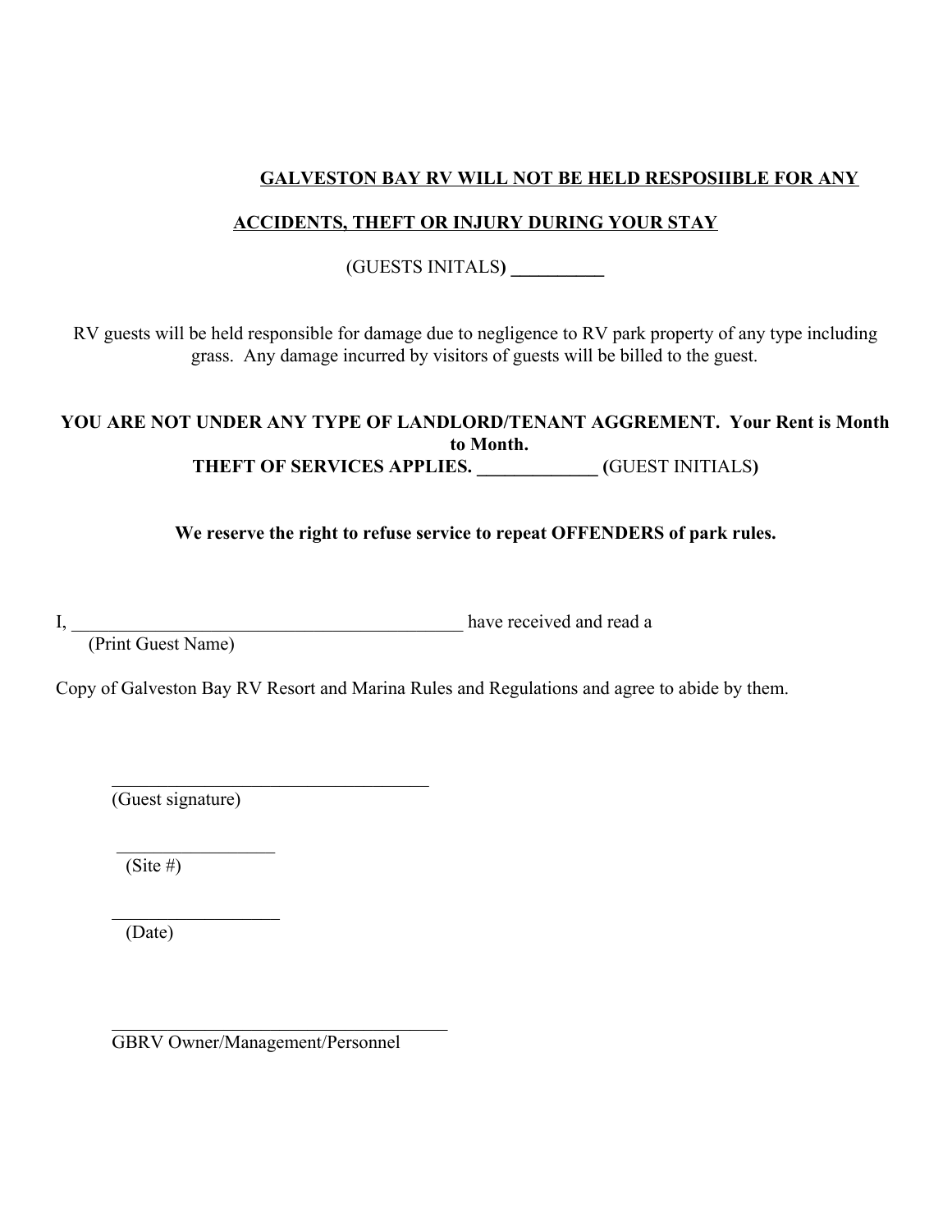**GALVESTON BAY RV WILL NOT BE HELD RESPOSIIBLE FOR ANY**

**ACCIDENTS, THEFT OR INJURY DURING YOUR STAY**

(GUESTS INITALS) __________

RV guests will be held responsible for damage due to negligence to RV park property of any type including grass. Any damage incurred by visitors of guests will be billed to the guest.

**YOU ARE NOT UNDER ANY TYPE OF LANDLORD/TENANT AGGREMENT. Your Rent is Month to Month.**

**THEFT OF SERVICES APPLIES. _____________ (**GUEST INITIALS**)**

**We reserve the right to refuse service to repeat OFFENDERS of park rules.**

I, ____________________________________________ have received and read a
(Print Guest Name)

Copy of Galveston Bay RV Resort and Marina Rules and Regulations and agree to abide by them.

____________________________________
(Guest signature)

__________________
(Site #)

___________________
(Date)

______________________________________
GBRV Owner/Management/Personnel